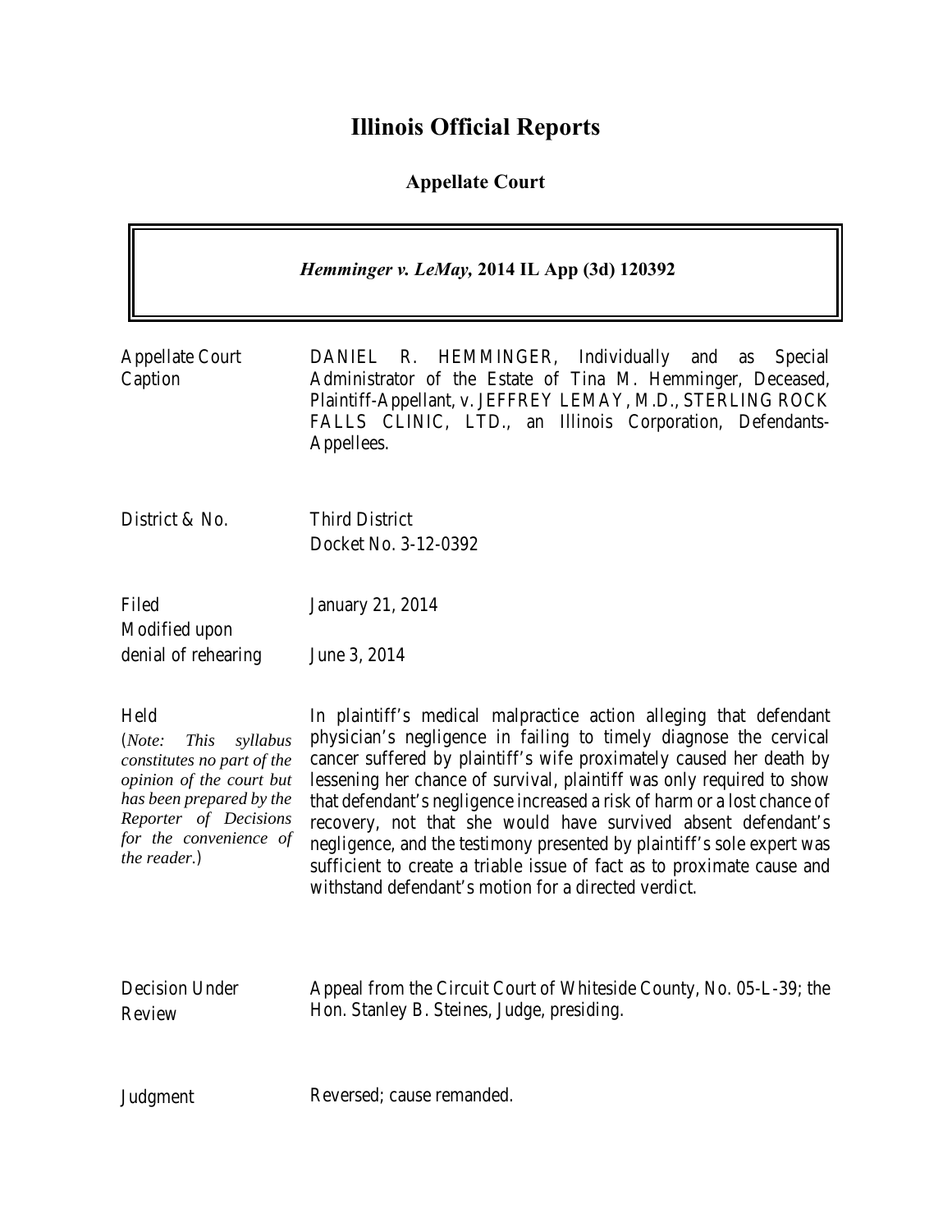# Illinois Official Reports

## Appellate Court

***Hemminger v. LeMay*, 2014 IL App (3d) 120392**

| | |
|---|---|
| Appellate Court Caption | DANIEL R. HEMMINGER, Individually and as Special Administrator of the Estate of Tina M. Hemminger, Deceased, Plaintiff-Appellant, v. JEFFREY LEMAY, M.D., STERLING ROCK FALLS CLINIC, LTD., an Illinois Corporation, Defendants-Appellees. |
| District & No. | Third District<br>Docket No. 3-12-0392 |
| Filed<br>Modified upon denial of rehearing | January 21, 2014<br><br>June 3, 2014 |
| Held<br>(*Note: This syllabus constitutes no part of the opinion of the court but has been prepared by the Reporter of Decisions for the convenience of the reader.*) | In plaintiff's medical malpractice action alleging that defendant physician's negligence in failing to timely diagnose the cervical cancer suffered by plaintiff's wife proximately caused her death by lessening her chance of survival, plaintiff was only required to show that defendant's negligence increased a risk of harm or a lost chance of recovery, not that she would have survived absent defendant's negligence, and the testimony presented by plaintiff's sole expert was sufficient to create a triable issue of fact as to proximate cause and withstand defendant's motion for a directed verdict. |
| Decision Under Review | Appeal from the Circuit Court of Whiteside County, No. 05-L-39; the Hon. Stanley B. Steines, Judge, presiding. |
| Judgment | Reversed; cause remanded. |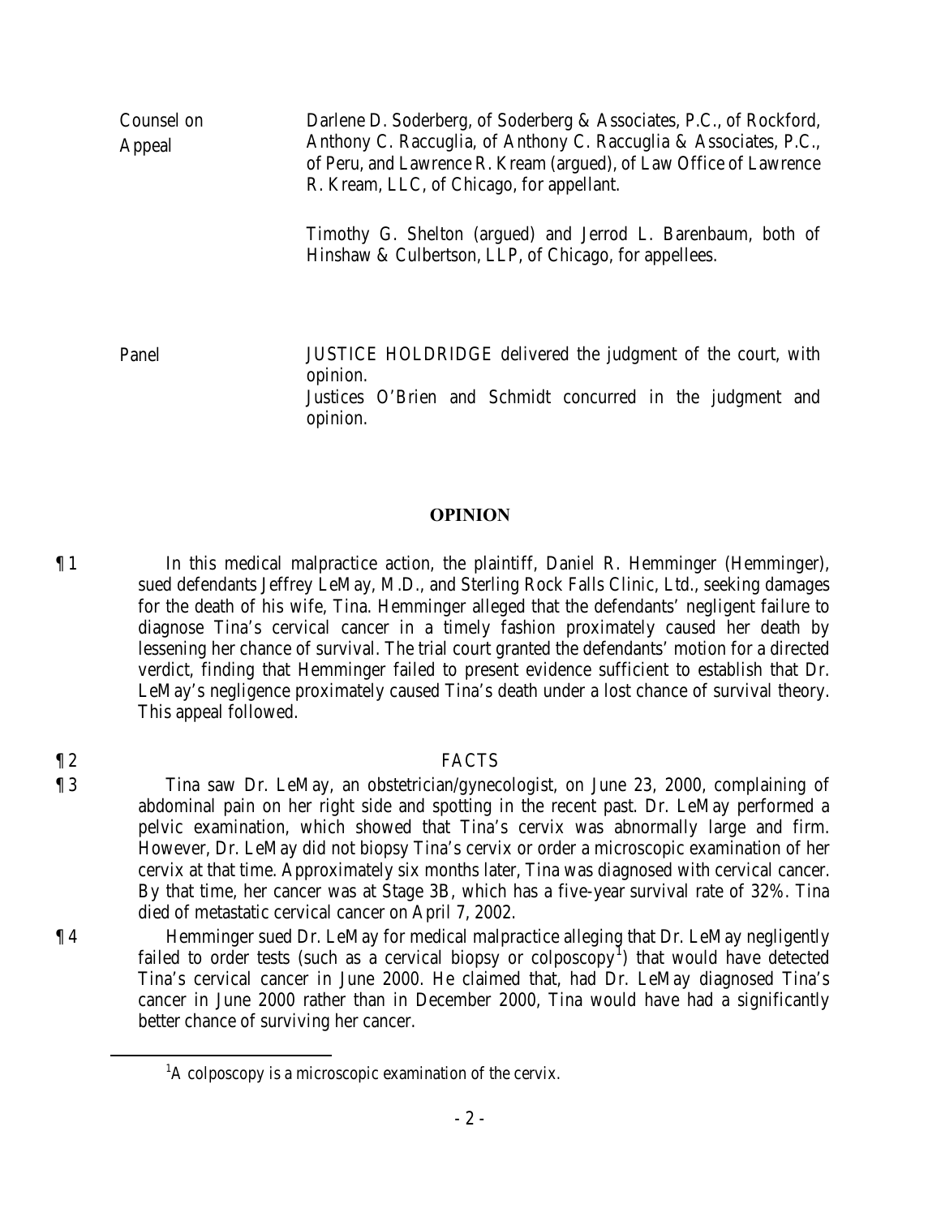| | |
|---|---|
| Counsel on Appeal | Darlene D. Soderberg, of Soderberg & Associates, P.C., of Rockford, Anthony C. Raccuglia, of Anthony C. Raccuglia & Associates, P.C., of Peru, and Lawrence R. Kream (argued), of Law Office of Lawrence R. Kream, LLC, of Chicago, for appellant.<br><br>Timothy G. Shelton (argued) and Jerrod L. Barenbaum, both of Hinshaw & Culbertson, LLP, of Chicago, for appellees. |
| Panel | JUSTICE HOLDRIDGE delivered the judgment of the court, with opinion.<br>Justices O'Brien and Schmidt concurred in the judgment and opinion. |

## OPINION

¶ 1 In this medical malpractice action, the plaintiff, Daniel R. Hemminger (Hemminger), sued defendants Jeffrey LeMay, M.D., and Sterling Rock Falls Clinic, Ltd., seeking damages for the death of his wife, Tina. Hemminger alleged that the defendants' negligent failure to diagnose Tina's cervical cancer in a timely fashion proximately caused her death by lessening her chance of survival. The trial court granted the defendants' motion for a directed verdict, finding that Hemminger failed to present evidence sufficient to establish that Dr. LeMay's negligence proximately caused Tina's death under a lost chance of survival theory. This appeal followed.

¶ 2 FACTS

¶ 3 Tina saw Dr. LeMay, an obstetrician/gynecologist, on June 23, 2000, complaining of abdominal pain on her right side and spotting in the recent past. Dr. LeMay performed a pelvic examination, which showed that Tina's cervix was abnormally large and firm. However, Dr. LeMay did not biopsy Tina's cervix or order a microscopic examination of her cervix at that time. Approximately six months later, Tina was diagnosed with cervical cancer. By that time, her cancer was at Stage 3B, which has a five-year survival rate of 32%. Tina died of metastatic cervical cancer on April 7, 2002.

¶ 4 Hemminger sued Dr. LeMay for medical malpractice alleging that Dr. LeMay negligently failed to order tests (such as a cervical biopsy or colposcopy[1]) that would have detected Tina's cervical cancer in June 2000. He claimed that, had Dr. LeMay diagnosed Tina's cancer in June 2000 rather than in December 2000, Tina would have had a significantly better chance of surviving her cancer.

[1] A colposcopy is a microscopic examination of the cervix.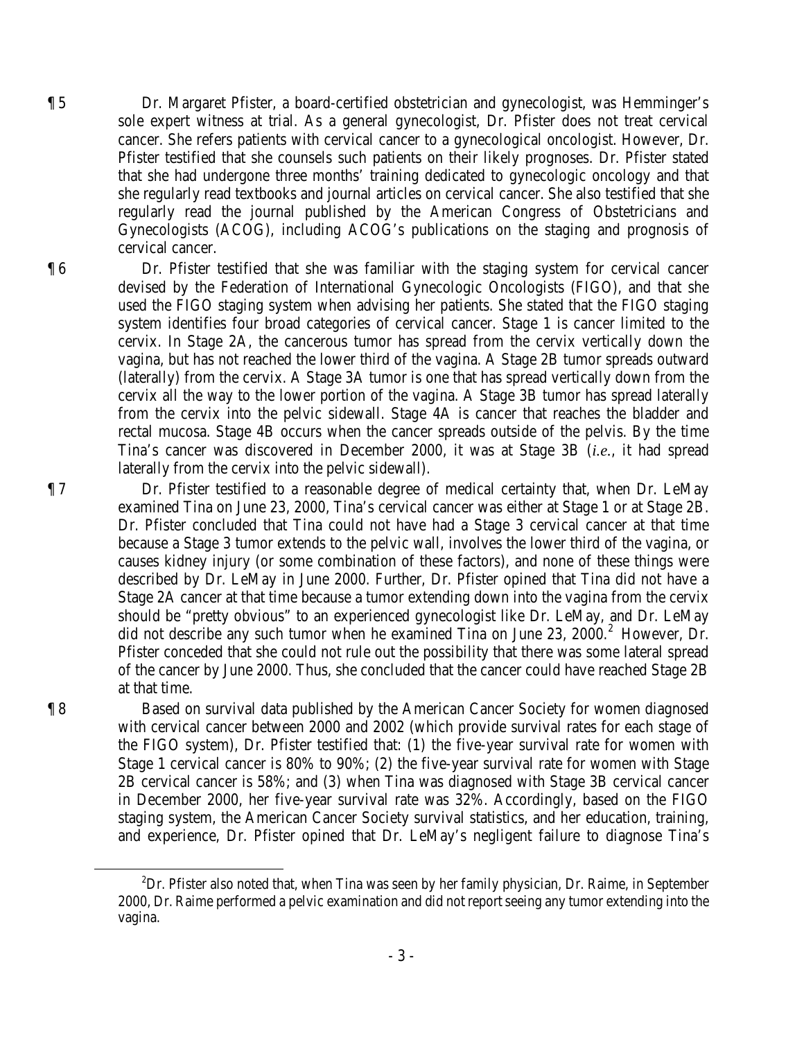¶ 5 Dr. Margaret Pfister, a board-certified obstetrician and gynecologist, was Hemminger's sole expert witness at trial. As a general gynecologist, Dr. Pfister does not treat cervical cancer. She refers patients with cervical cancer to a gynecological oncologist. However, Dr. Pfister testified that she counsels such patients on their likely prognoses. Dr. Pfister stated that she had undergone three months' training dedicated to gynecologic oncology and that she regularly read textbooks and journal articles on cervical cancer. She also testified that she regularly read the journal published by the American Congress of Obstetricians and Gynecologists (ACOG), including ACOG's publications on the staging and prognosis of cervical cancer.

¶ 6 Dr. Pfister testified that she was familiar with the staging system for cervical cancer devised by the Federation of International Gynecologic Oncologists (FIGO), and that she used the FIGO staging system when advising her patients. She stated that the FIGO staging system identifies four broad categories of cervical cancer. Stage 1 is cancer limited to the cervix. In Stage 2A, the cancerous tumor has spread from the cervix vertically down the vagina, but has not reached the lower third of the vagina. A Stage 2B tumor spreads outward (laterally) from the cervix. A Stage 3A tumor is one that has spread vertically down from the cervix all the way to the lower portion of the vagina. A Stage 3B tumor has spread laterally from the cervix into the pelvic sidewall. Stage 4A is cancer that reaches the bladder and rectal mucosa. Stage 4B occurs when the cancer spreads outside of the pelvis. By the time Tina's cancer was discovered in December 2000, it was at Stage 3B (*i.e.*, it had spread laterally from the cervix into the pelvic sidewall).

¶ 7 Dr. Pfister testified to a reasonable degree of medical certainty that, when Dr. LeMay examined Tina on June 23, 2000, Tina's cervical cancer was either at Stage 1 or at Stage 2B. Dr. Pfister concluded that Tina could not have had a Stage 3 cervical cancer at that time because a Stage 3 tumor extends to the pelvic wall, involves the lower third of the vagina, or causes kidney injury (or some combination of these factors), and none of these things were described by Dr. LeMay in June 2000. Further, Dr. Pfister opined that Tina did not have a Stage 2A cancer at that time because a tumor extending down into the vagina from the cervix should be "pretty obvious" to an experienced gynecologist like Dr. LeMay, and Dr. LeMay did not describe any such tumor when he examined Tina on June 23, 2000.[2] However, Dr. Pfister conceded that she could not rule out the possibility that there was some lateral spread of the cancer by June 2000. Thus, she concluded that the cancer could have reached Stage 2B at that time.

¶ 8 Based on survival data published by the American Cancer Society for women diagnosed with cervical cancer between 2000 and 2002 (which provide survival rates for each stage of the FIGO system), Dr. Pfister testified that: (1) the five-year survival rate for women with Stage 1 cervical cancer is 80% to 90%; (2) the five-year survival rate for women with Stage 2B cervical cancer is 58%; and (3) when Tina was diagnosed with Stage 3B cervical cancer in December 2000, her five-year survival rate was 32%. Accordingly, based on the FIGO staging system, the American Cancer Society survival statistics, and her education, training, and experience, Dr. Pfister opined that Dr. LeMay's negligent failure to diagnose Tina's

---

[2] Dr. Pfister also noted that, when Tina was seen by her family physician, Dr. Raime, in September 2000, Dr. Raime performed a pelvic examination and did not report seeing any tumor extending into the vagina.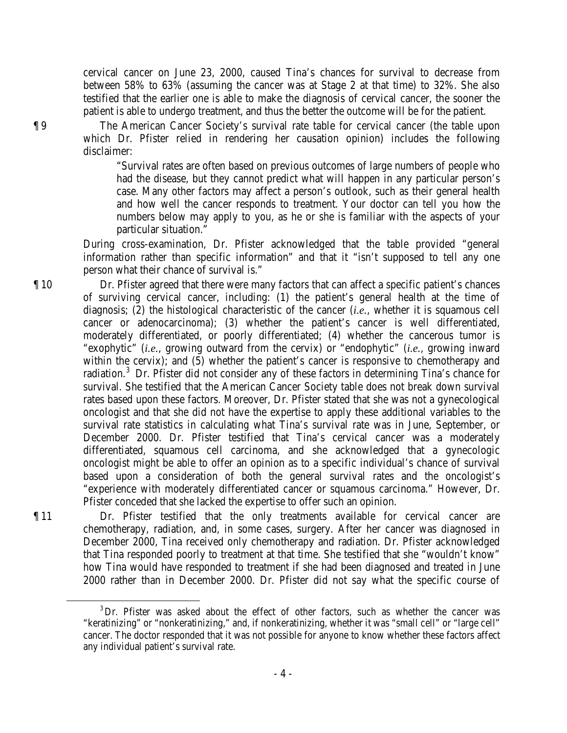cervical cancer on June 23, 2000, caused Tina's chances for survival to decrease from between 58% to 63% (assuming the cancer was at Stage 2 at that time) to 32%. She also testified that the earlier one is able to make the diagnosis of cervical cancer, the sooner the patient is able to undergo treatment, and thus the better the outcome will be for the patient.

¶ 9 The American Cancer Society's survival rate table for cervical cancer (the table upon which Dr. Pfister relied in rendering her causation opinion) includes the following disclaimer:

> "Survival rates are often based on previous outcomes of large numbers of people who had the disease, but they cannot predict what will happen in any particular person's case. Many other factors may affect a person's outlook, such as their general health and how well the cancer responds to treatment. Your doctor can tell you how the numbers below may apply to you, as he or she is familiar with the aspects of your particular situation."

During cross-examination, Dr. Pfister acknowledged that the table provided "general information rather than specific information" and that it "isn't supposed to tell any one person what their chance of survival is."

¶ 10 Dr. Pfister agreed that there were many factors that can affect a specific patient's chances of surviving cervical cancer, including: (1) the patient's general health at the time of diagnosis; (2) the histological characteristic of the cancer (*i.e.*, whether it is squamous cell cancer or adenocarcinoma); (3) whether the patient's cancer is well differentiated, moderately differentiated, or poorly differentiated; (4) whether the cancerous tumor is "exophytic" (*i.e.*, growing outward from the cervix) or "endophytic" (*i.e.*, growing inward within the cervix); and (5) whether the patient's cancer is responsive to chemotherapy and radiation.[3] Dr. Pfister did not consider any of these factors in determining Tina's chance for survival. She testified that the American Cancer Society table does not break down survival rates based upon these factors. Moreover, Dr. Pfister stated that she was not a gynecological oncologist and that she did not have the expertise to apply these additional variables to the survival rate statistics in calculating what Tina's survival rate was in June, September, or December 2000. Dr. Pfister testified that Tina's cervical cancer was a moderately differentiated, squamous cell carcinoma, and she acknowledged that a gynecologic oncologist might be able to offer an opinion as to a specific individual's chance of survival based upon a consideration of both the general survival rates and the oncologist's "experience with moderately differentiated cancer or squamous carcinoma." However, Dr. Pfister conceded that she lacked the expertise to offer such an opinion.

¶ 11 Dr. Pfister testified that the only treatments available for cervical cancer are chemotherapy, radiation, and, in some cases, surgery. After her cancer was diagnosed in December 2000, Tina received only chemotherapy and radiation. Dr. Pfister acknowledged that Tina responded poorly to treatment at that time. She testified that she "wouldn't know" how Tina would have responded to treatment if she had been diagnosed and treated in June 2000 rather than in December 2000. Dr. Pfister did not say what the specific course of

[3] Dr. Pfister was asked about the effect of other factors, such as whether the cancer was "keratinizing" or "nonkeratinizing," and, if nonkeratinizing, whether it was "small cell" or "large cell" cancer. The doctor responded that it was not possible for anyone to know whether these factors affect any individual patient's survival rate.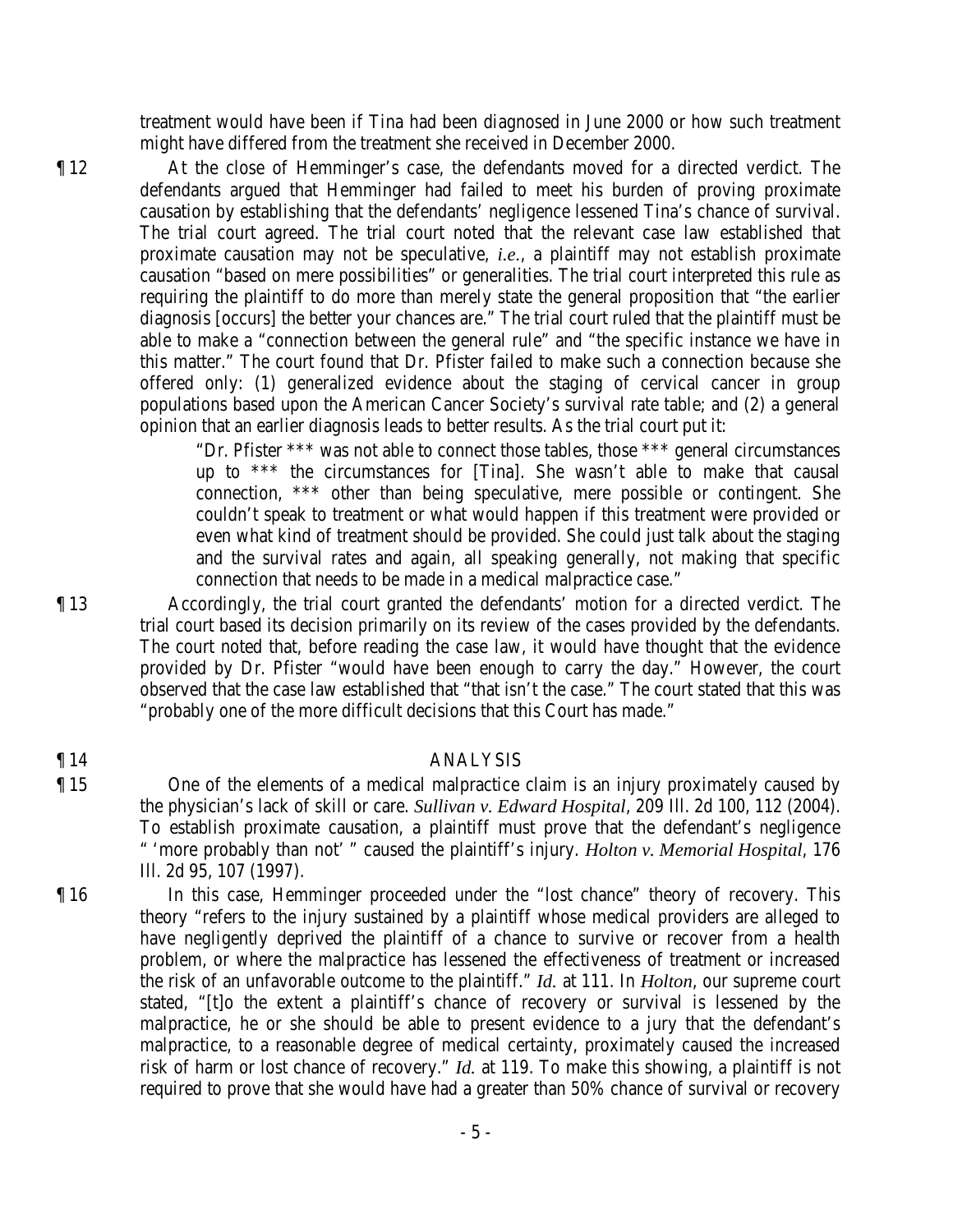treatment would have been if Tina had been diagnosed in June 2000 or how such treatment might have differed from the treatment she received in December 2000.

¶ 12 At the close of Hemminger's case, the defendants moved for a directed verdict. The defendants argued that Hemminger had failed to meet his burden of proving proximate causation by establishing that the defendants' negligence lessened Tina's chance of survival. The trial court agreed. The trial court noted that the relevant case law established that proximate causation may not be speculative, *i.e.*, a plaintiff may not establish proximate causation "based on mere possibilities" or generalities. The trial court interpreted this rule as requiring the plaintiff to do more than merely state the general proposition that "the earlier diagnosis [occurs] the better your chances are." The trial court ruled that the plaintiff must be able to make a "connection between the general rule" and "the specific instance we have in this matter." The court found that Dr. Pfister failed to make such a connection because she offered only: (1) generalized evidence about the staging of cervical cancer in group populations based upon the American Cancer Society's survival rate table; and (2) a general opinion that an earlier diagnosis leads to better results. As the trial court put it:

> "Dr. Pfister *** was not able to connect those tables, those *** general circumstances up to *** the circumstances for [Tina]. She wasn't able to make that causal connection, *** other than being speculative, mere possible or contingent. She couldn't speak to treatment or what would happen if this treatment were provided or even what kind of treatment should be provided. She could just talk about the staging and the survival rates and again, all speaking generally, not making that specific connection that needs to be made in a medical malpractice case."

¶ 13 Accordingly, the trial court granted the defendants' motion for a directed verdict. The trial court based its decision primarily on its review of the cases provided by the defendants. The court noted that, before reading the case law, it would have thought that the evidence provided by Dr. Pfister "would have been enough to carry the day." However, the court observed that the case law established that "that isn't the case." The court stated that this was "probably one of the more difficult decisions that this Court has made."

## ¶ 14 ANALYSIS

¶ 15 One of the elements of a medical malpractice claim is an injury proximately caused by the physician's lack of skill or care. *Sullivan v. Edward Hospital*, 209 Ill. 2d 100, 112 (2004). To establish proximate causation, a plaintiff must prove that the defendant's negligence " 'more probably than not' " caused the plaintiff's injury. *Holton v. Memorial Hospital*, 176 Ill. 2d 95, 107 (1997).

¶ 16 In this case, Hemminger proceeded under the "lost chance" theory of recovery. This theory "refers to the injury sustained by a plaintiff whose medical providers are alleged to have negligently deprived the plaintiff of a chance to survive or recover from a health problem, or where the malpractice has lessened the effectiveness of treatment or increased the risk of an unfavorable outcome to the plaintiff." *Id.* at 111. In *Holton*, our supreme court stated, "[t]o the extent a plaintiff's chance of recovery or survival is lessened by the malpractice, he or she should be able to present evidence to a jury that the defendant's malpractice, to a reasonable degree of medical certainty, proximately caused the increased risk of harm or lost chance of recovery." *Id.* at 119. To make this showing, a plaintiff is not required to prove that she would have had a greater than 50% chance of survival or recovery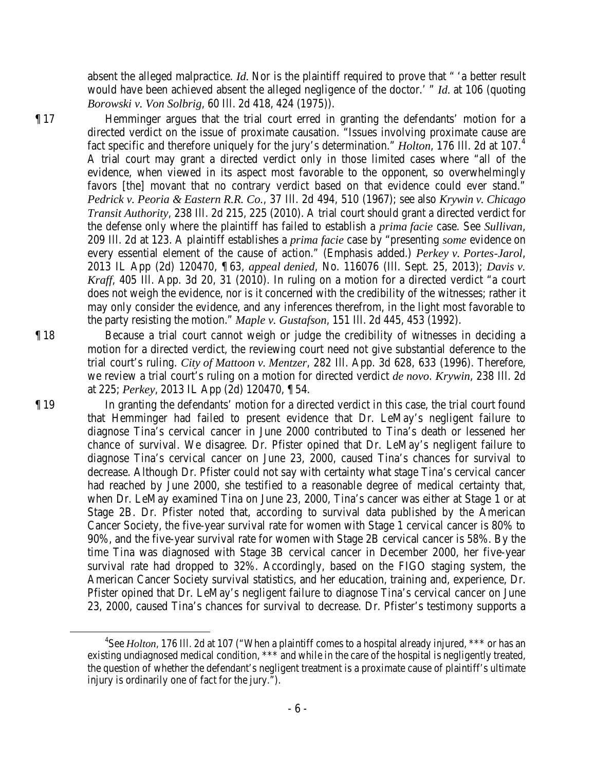absent the alleged malpractice. *Id*. Nor is the plaintiff required to prove that " 'a better result would have been achieved absent the alleged negligence of the doctor.' " *Id*. at 106 (quoting *Borowski v. Von Solbrig*, 60 Ill. 2d 418, 424 (1975)).

¶ 17 Hemminger argues that the trial court erred in granting the defendants' motion for a directed verdict on the issue of proximate causation. "Issues involving proximate cause are fact specific and therefore uniquely for the jury's determination." *Holton*, 176 Ill. 2d at 107.[4] A trial court may grant a directed verdict only in those limited cases where "all of the evidence, when viewed in its aspect most favorable to the opponent, so overwhelmingly favors [the] movant that no contrary verdict based on that evidence could ever stand." *Pedrick v. Peoria & Eastern R.R. Co.*, 37 Ill. 2d 494, 510 (1967); see also *Krywin v. Chicago Transit Authority*, 238 Ill. 2d 215, 225 (2010). A trial court should grant a directed verdict for the defense only where the plaintiff has failed to establish a *prima facie* case. See *Sullivan*, 209 Ill. 2d at 123. A plaintiff establishes a *prima facie* case by "presenting *some* evidence on every essential element of the cause of action." (Emphasis added.) *Perkey v. Portes-Jarol*, 2013 IL App (2d) 120470, ¶ 63, *appeal denied*, No. 116076 (Ill. Sept. 25, 2013); *Davis v. Kraff*, 405 Ill. App. 3d 20, 31 (2010). In ruling on a motion for a directed verdict "a court does not weigh the evidence, nor is it concerned with the credibility of the witnesses; rather it may only consider the evidence, and any inferences therefrom, in the light most favorable to the party resisting the motion." *Maple v. Gustafson*, 151 Ill. 2d 445, 453 (1992).

¶ 18 Because a trial court cannot weigh or judge the credibility of witnesses in deciding a motion for a directed verdict, the reviewing court need not give substantial deference to the trial court's ruling. *City of Mattoon v. Mentzer*, 282 Ill. App. 3d 628, 633 (1996). Therefore, we review a trial court's ruling on a motion for directed verdict *de novo*. *Krywin*, 238 Ill. 2d at 225; *Perkey*, 2013 IL App (2d) 120470, ¶ 54.

¶ 19 In granting the defendants' motion for a directed verdict in this case, the trial court found that Hemminger had failed to present evidence that Dr. LeMay's negligent failure to diagnose Tina's cervical cancer in June 2000 contributed to Tina's death or lessened her chance of survival. We disagree. Dr. Pfister opined that Dr. LeMay's negligent failure to diagnose Tina's cervical cancer on June 23, 2000, caused Tina's chances for survival to decrease. Although Dr. Pfister could not say with certainty what stage Tina's cervical cancer had reached by June 2000, she testified to a reasonable degree of medical certainty that, when Dr. LeMay examined Tina on June 23, 2000, Tina's cancer was either at Stage 1 or at Stage 2B. Dr. Pfister noted that, according to survival data published by the American Cancer Society, the five-year survival rate for women with Stage 1 cervical cancer is 80% to 90%, and the five-year survival rate for women with Stage 2B cervical cancer is 58%. By the time Tina was diagnosed with Stage 3B cervical cancer in December 2000, her five-year survival rate had dropped to 32%. Accordingly, based on the FIGO staging system, the American Cancer Society survival statistics, and her education, training and, experience, Dr. Pfister opined that Dr. LeMay's negligent failure to diagnose Tina's cervical cancer on June 23, 2000, caused Tina's chances for survival to decrease. Dr. Pfister's testimony supports a

[4]See *Holton*, 176 Ill. 2d at 107 ("When a plaintiff comes to a hospital already injured, \*\*\* or has an existing undiagnosed medical condition, \*\*\* and while in the care of the hospital is negligently treated, the question of whether the defendant's negligent treatment is a proximate cause of plaintiff's ultimate injury is ordinarily one of fact for the jury.").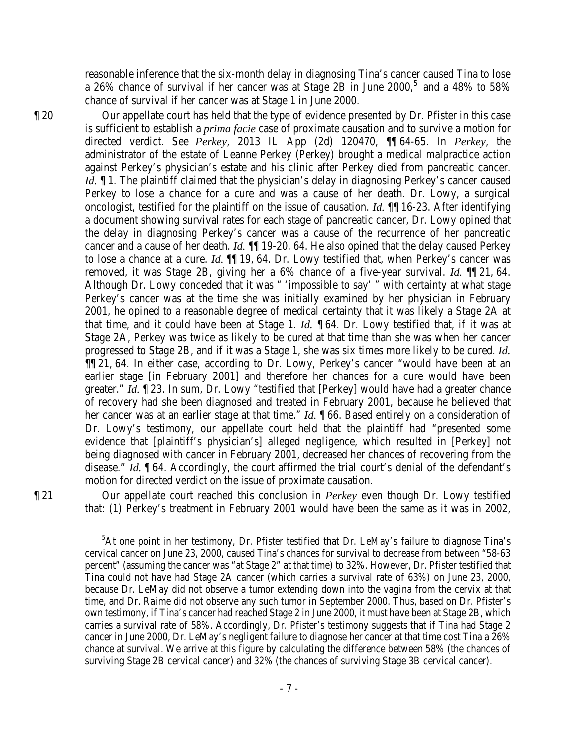reasonable inference that the six-month delay in diagnosing Tina's cancer caused Tina to lose a 26% chance of survival if her cancer was at Stage 2B in June 2000,[5] and a 48% to 58% chance of survival if her cancer was at Stage 1 in June 2000.

¶ 20 Our appellate court has held that the type of evidence presented by Dr. Pfister in this case is sufficient to establish a *prima facie* case of proximate causation and to survive a motion for directed verdict. See *Perkey*, 2013 IL App (2d) 120470, ¶¶ 64-65. In *Perkey*, the administrator of the estate of Leanne Perkey (Perkey) brought a medical malpractice action against Perkey's physician's estate and his clinic after Perkey died from pancreatic cancer. *Id.* ¶ 1. The plaintiff claimed that the physician's delay in diagnosing Perkey's cancer caused Perkey to lose a chance for a cure and was a cause of her death. Dr. Lowy, a surgical oncologist, testified for the plaintiff on the issue of causation. *Id.* ¶¶ 16-23. After identifying a document showing survival rates for each stage of pancreatic cancer, Dr. Lowy opined that the delay in diagnosing Perkey's cancer was a cause of the recurrence of her pancreatic cancer and a cause of her death. *Id.* ¶¶ 19-20, 64. He also opined that the delay caused Perkey to lose a chance at a cure. *Id.* ¶¶ 19, 64. Dr. Lowy testified that, when Perkey's cancer was removed, it was Stage 2B, giving her a 6% chance of a five-year survival. *Id.* ¶¶ 21, 64. Although Dr. Lowy conceded that it was " 'impossible to say' " with certainty at what stage Perkey's cancer was at the time she was initially examined by her physician in February 2001, he opined to a reasonable degree of medical certainty that it was likely a Stage 2A at that time, and it could have been at Stage 1. *Id.* ¶ 64. Dr. Lowy testified that, if it was at Stage 2A, Perkey was twice as likely to be cured at that time than she was when her cancer progressed to Stage 2B, and if it was a Stage 1, she was six times more likely to be cured. *Id.* ¶¶ 21, 64. In either case, according to Dr. Lowy, Perkey's cancer "would have been at an earlier stage [in February 2001] and therefore her chances for a cure would have been greater." *Id.* ¶ 23. In sum, Dr. Lowy "testified that [Perkey] would have had a greater chance of recovery had she been diagnosed and treated in February 2001, because he believed that her cancer was at an earlier stage at that time." *Id.* ¶ 66. Based entirely on a consideration of Dr. Lowy's testimony, our appellate court held that the plaintiff had "presented some evidence that [plaintiff's physician's] alleged negligence, which resulted in [Perkey] not being diagnosed with cancer in February 2001, decreased her chances of recovering from the disease." *Id.* ¶ 64. Accordingly, the court affirmed the trial court's denial of the defendant's motion for directed verdict on the issue of proximate causation.

¶ 21 Our appellate court reached this conclusion in *Perkey* even though Dr. Lowy testified that: (1) Perkey's treatment in February 2001 would have been the same as it was in 2002,

---

[5] At one point in her testimony, Dr. Pfister testified that Dr. LeMay's failure to diagnose Tina's cervical cancer on June 23, 2000, caused Tina's chances for survival to decrease from between "58-63 percent" (assuming the cancer was "at Stage 2" at that time) to 32%. However, Dr. Pfister testified that Tina could not have had Stage 2A cancer (which carries a survival rate of 63%) on June 23, 2000, because Dr. LeMay did not observe a tumor extending down into the vagina from the cervix at that time, and Dr. Raime did not observe any such tumor in September 2000. Thus, based on Dr. Pfister's own testimony, if Tina's cancer had reached Stage 2 in June 2000, it must have been at Stage 2B, which carries a survival rate of 58%. Accordingly, Dr. Pfister's testimony suggests that if Tina had Stage 2 cancer in June 2000, Dr. LeMay's negligent failure to diagnose her cancer at that time cost Tina a 26% chance at survival. We arrive at this figure by calculating the difference between 58% (the chances of surviving Stage 2B cervical cancer) and 32% (the chances of surviving Stage 3B cervical cancer).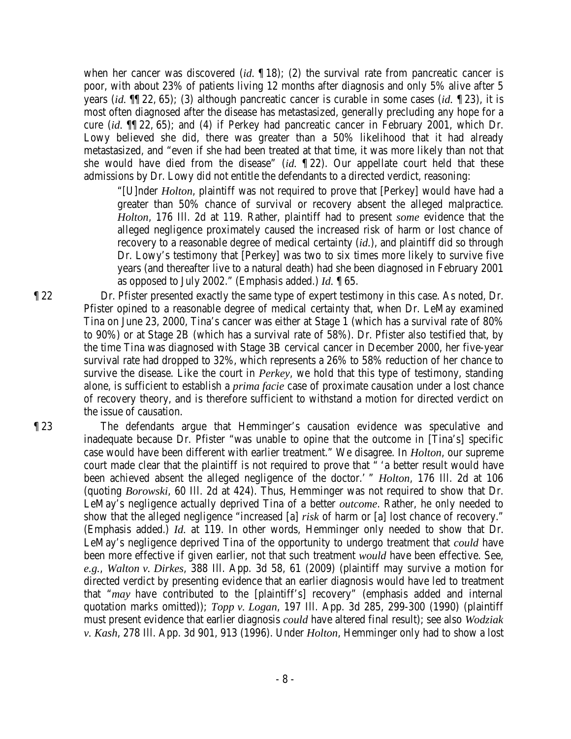when her cancer was discovered (*id.* ¶ 18); (2) the survival rate from pancreatic cancer is poor, with about 23% of patients living 12 months after diagnosis and only 5% alive after 5 years (*id.* ¶¶ 22, 65); (3) although pancreatic cancer is curable in some cases (*id.* ¶ 23), it is most often diagnosed after the disease has metastasized, generally precluding any hope for a cure (*id.* ¶¶ 22, 65); and (4) if Perkey had pancreatic cancer in February 2001, which Dr. Lowy believed she did, there was greater than a 50% likelihood that it had already metastasized, and "even if she had been treated at that time, it was more likely than not that she would have died from the disease" (*id.* ¶ 22). Our appellate court held that these admissions by Dr. Lowy did not entitle the defendants to a directed verdict, reasoning:

> "[U]nder *Holton*, plaintiff was not required to prove that [Perkey] would have had a greater than 50% chance of survival or recovery absent the alleged malpractice. *Holton*, 176 Ill. 2d at 119. Rather, plaintiff had to present *some* evidence that the alleged negligence proximately caused the increased risk of harm or lost chance of recovery to a reasonable degree of medical certainty (*id.*), and plaintiff did so through Dr. Lowy's testimony that [Perkey] was two to six times more likely to survive five years (and thereafter live to a natural death) had she been diagnosed in February 2001 as opposed to July 2002." (Emphasis added.) *Id.* ¶ 65.

¶ 22 Dr. Pfister presented exactly the same type of expert testimony in this case. As noted, Dr. Pfister opined to a reasonable degree of medical certainty that, when Dr. LeMay examined Tina on June 23, 2000, Tina's cancer was either at Stage 1 (which has a survival rate of 80% to 90%) or at Stage 2B (which has a survival rate of 58%). Dr. Pfister also testified that, by the time Tina was diagnosed with Stage 3B cervical cancer in December 2000, her five-year survival rate had dropped to 32%, which represents a 26% to 58% reduction of her chance to survive the disease. Like the court in *Perkey*, we hold that this type of testimony, standing alone, is sufficient to establish a *prima facie* case of proximate causation under a lost chance of recovery theory, and is therefore sufficient to withstand a motion for directed verdict on the issue of causation.

¶ 23 The defendants argue that Hemminger's causation evidence was speculative and inadequate because Dr. Pfister "was unable to opine that the outcome in [Tina's] specific case would have been different with earlier treatment." We disagree. In *Holton*, our supreme court made clear that the plaintiff is not required to prove that " 'a better result would have been achieved absent the alleged negligence of the doctor.' " *Holton*, 176 Ill. 2d at 106 (quoting *Borowski*, 60 Ill. 2d at 424). Thus, Hemminger was not required to show that Dr. LeMay's negligence actually deprived Tina of a better *outcome*. Rather, he only needed to show that the alleged negligence "increased [a] *risk* of harm or [a] lost chance of recovery." (Emphasis added.) *Id.* at 119. In other words, Hemminger only needed to show that Dr. LeMay's negligence deprived Tina of the opportunity to undergo treatment that *could* have been more effective if given earlier, not that such treatment *would* have been effective. See, *e.g.*, *Walton v. Dirkes*, 388 Ill. App. 3d 58, 61 (2009) (plaintiff may survive a motion for directed verdict by presenting evidence that an earlier diagnosis would have led to treatment that "*may* have contributed to the [plaintiff's] recovery" (emphasis added and internal quotation marks omitted)); *Topp v. Logan*, 197 Ill. App. 3d 285, 299-300 (1990) (plaintiff must present evidence that earlier diagnosis *could* have altered final result); see also *Wodziak v. Kash*, 278 Ill. App. 3d 901, 913 (1996). Under *Holton*, Hemminger only had to show a lost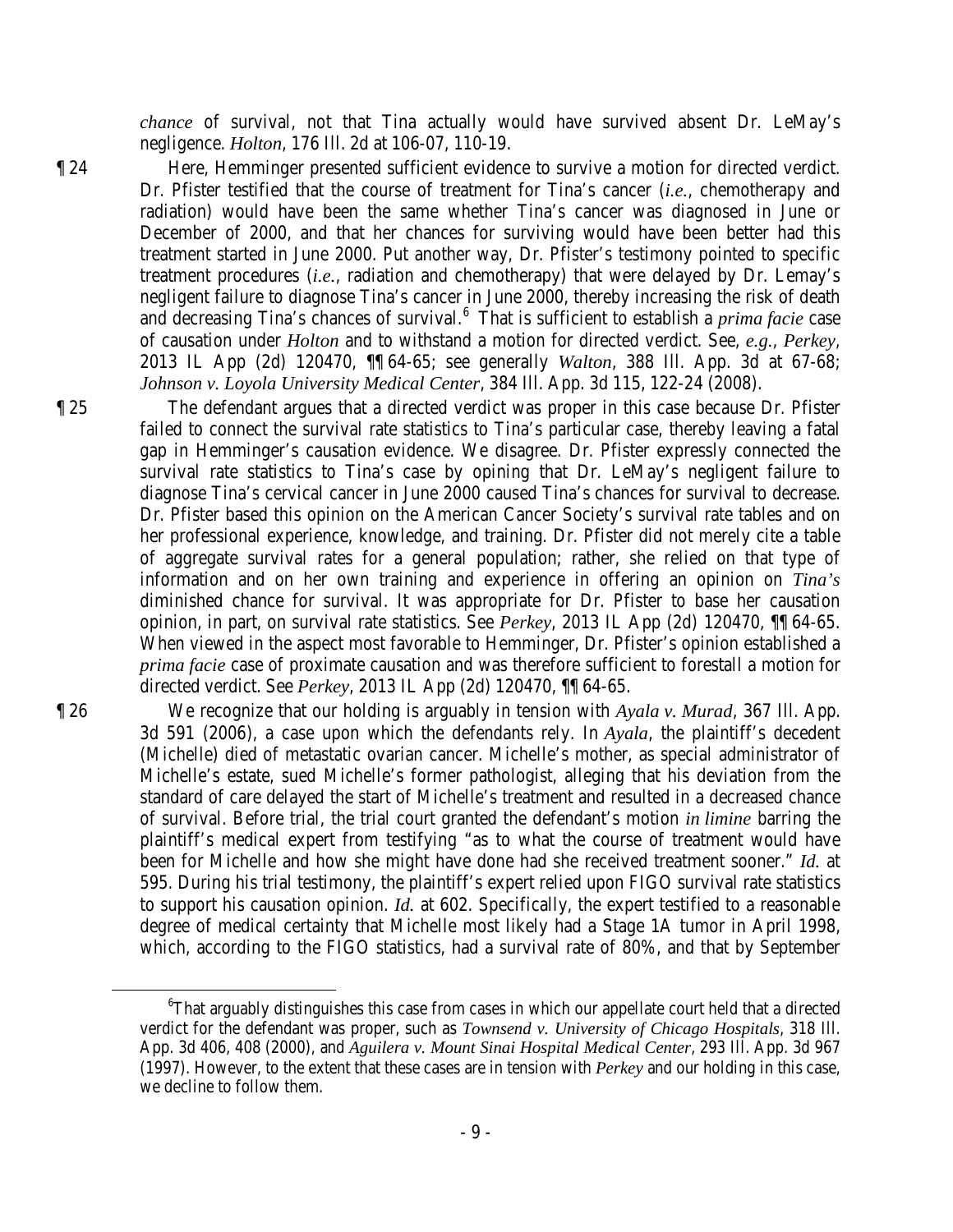*chance* of survival, not that Tina actually would have survived absent Dr. LeMay's negligence. *Holton*, 176 Ill. 2d at 106-07, 110-19.

¶ 24 Here, Hemminger presented sufficient evidence to survive a motion for directed verdict. Dr. Pfister testified that the course of treatment for Tina's cancer (*i.e.*, chemotherapy and radiation) would have been the same whether Tina's cancer was diagnosed in June or December of 2000, and that her chances for surviving would have been better had this treatment started in June 2000. Put another way, Dr. Pfister's testimony pointed to specific treatment procedures (*i.e.*, radiation and chemotherapy) that were delayed by Dr. Lemay's negligent failure to diagnose Tina's cancer in June 2000, thereby increasing the risk of death and decreasing Tina's chances of survival.[6] That is sufficient to establish a *prima facie* case of causation under *Holton* and to withstand a motion for directed verdict. See, *e.g.*, *Perkey*, 2013 IL App (2d) 120470, ¶¶ 64-65; see generally *Walton*, 388 Ill. App. 3d at 67-68; *Johnson v. Loyola University Medical Center*, 384 Ill. App. 3d 115, 122-24 (2008).

¶ 25 The defendant argues that a directed verdict was proper in this case because Dr. Pfister failed to connect the survival rate statistics to Tina's particular case, thereby leaving a fatal gap in Hemminger's causation evidence. We disagree. Dr. Pfister expressly connected the survival rate statistics to Tina's case by opining that Dr. LeMay's negligent failure to diagnose Tina's cervical cancer in June 2000 caused Tina's chances for survival to decrease. Dr. Pfister based this opinion on the American Cancer Society's survival rate tables and on her professional experience, knowledge, and training. Dr. Pfister did not merely cite a table of aggregate survival rates for a general population; rather, she relied on that type of information and on her own training and experience in offering an opinion on *Tina's* diminished chance for survival. It was appropriate for Dr. Pfister to base her causation opinion, in part, on survival rate statistics. See *Perkey*, 2013 IL App (2d) 120470, ¶¶ 64-65. When viewed in the aspect most favorable to Hemminger, Dr. Pfister's opinion established a *prima facie* case of proximate causation and was therefore sufficient to forestall a motion for directed verdict. See *Perkey*, 2013 IL App (2d) 120470, ¶¶ 64-65.

¶ 26 We recognize that our holding is arguably in tension with *Ayala v. Murad*, 367 Ill. App. 3d 591 (2006), a case upon which the defendants rely. In *Ayala*, the plaintiff's decedent (Michelle) died of metastatic ovarian cancer. Michelle's mother, as special administrator of Michelle's estate, sued Michelle's former pathologist, alleging that his deviation from the standard of care delayed the start of Michelle's treatment and resulted in a decreased chance of survival. Before trial, the trial court granted the defendant's motion *in limine* barring the plaintiff's medical expert from testifying "as to what the course of treatment would have been for Michelle and how she might have done had she received treatment sooner." *Id.* at 595. During his trial testimony, the plaintiff's expert relied upon FIGO survival rate statistics to support his causation opinion. *Id.* at 602. Specifically, the expert testified to a reasonable degree of medical certainty that Michelle most likely had a Stage 1A tumor in April 1998, which, according to the FIGO statistics, had a survival rate of 80%, and that by September

[6] That arguably distinguishes this case from cases in which our appellate court held that a directed verdict for the defendant was proper, such as *Townsend v. University of Chicago Hospitals*, 318 Ill. App. 3d 406, 408 (2000), and *Aguilera v. Mount Sinai Hospital Medical Center*, 293 Ill. App. 3d 967 (1997). However, to the extent that these cases are in tension with *Perkey* and our holding in this case, we decline to follow them.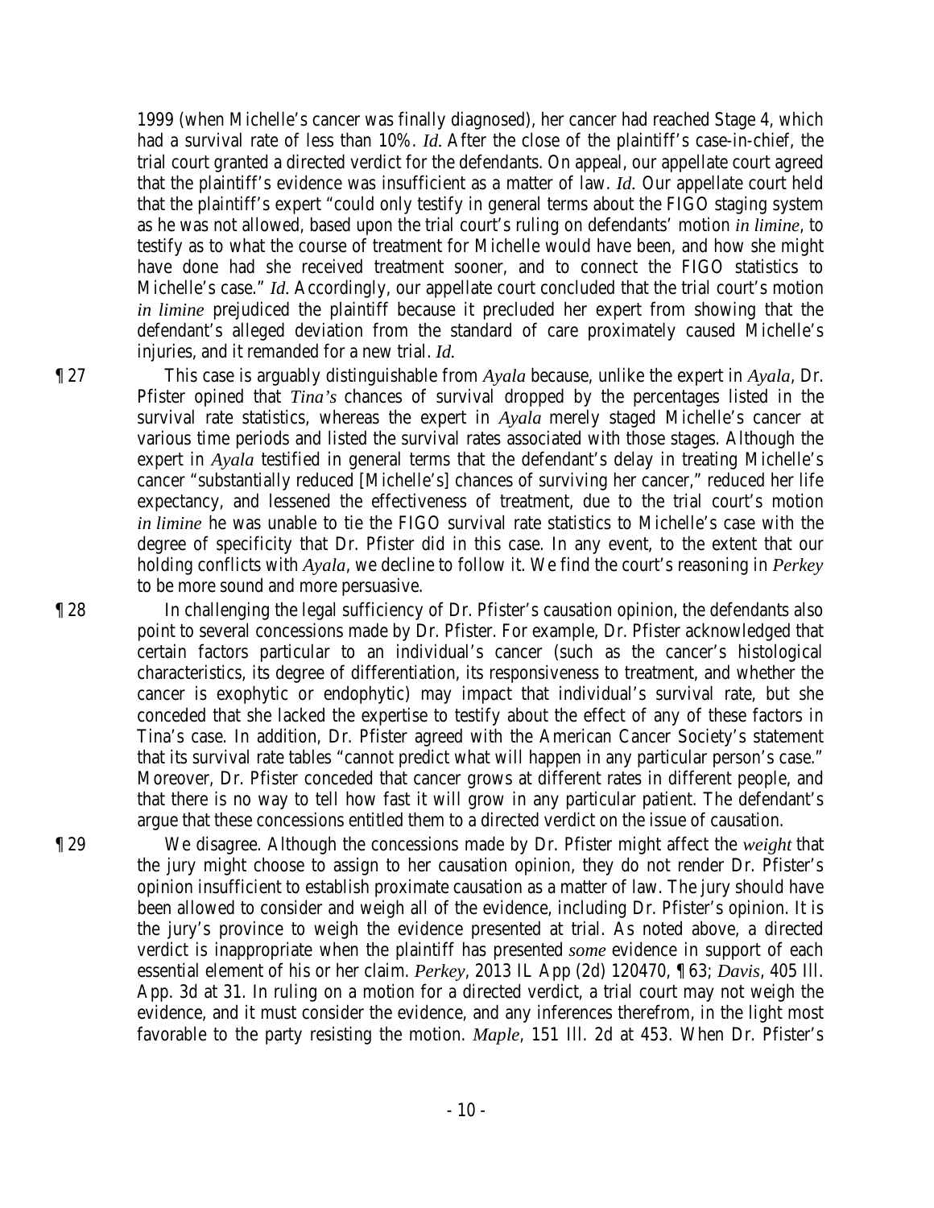1999 (when Michelle's cancer was finally diagnosed), her cancer had reached Stage 4, which had a survival rate of less than 10%. *Id*. After the close of the plaintiff's case-in-chief, the trial court granted a directed verdict for the defendants. On appeal, our appellate court agreed that the plaintiff's evidence was insufficient as a matter of law. *Id*. Our appellate court held that the plaintiff's expert "could only testify in general terms about the FIGO staging system as he was not allowed, based upon the trial court's ruling on defendants' motion *in limine*, to testify as to what the course of treatment for Michelle would have been, and how she might have done had she received treatment sooner, and to connect the FIGO statistics to Michelle's case." *Id*. Accordingly, our appellate court concluded that the trial court's motion *in limine* prejudiced the plaintiff because it precluded her expert from showing that the defendant's alleged deviation from the standard of care proximately caused Michelle's injuries, and it remanded for a new trial. *Id*.

¶ 27 This case is arguably distinguishable from *Ayala* because, unlike the expert in *Ayala*, Dr. Pfister opined that *Tina's* chances of survival dropped by the percentages listed in the survival rate statistics, whereas the expert in *Ayala* merely staged Michelle's cancer at various time periods and listed the survival rates associated with those stages. Although the expert in *Ayala* testified in general terms that the defendant's delay in treating Michelle's cancer "substantially reduced [Michelle's] chances of surviving her cancer," reduced her life expectancy, and lessened the effectiveness of treatment, due to the trial court's motion *in limine* he was unable to tie the FIGO survival rate statistics to Michelle's case with the degree of specificity that Dr. Pfister did in this case. In any event, to the extent that our holding conflicts with *Ayala*, we decline to follow it. We find the court's reasoning in *Perkey* to be more sound and more persuasive.

¶ 28 In challenging the legal sufficiency of Dr. Pfister's causation opinion, the defendants also point to several concessions made by Dr. Pfister. For example, Dr. Pfister acknowledged that certain factors particular to an individual's cancer (such as the cancer's histological characteristics, its degree of differentiation, its responsiveness to treatment, and whether the cancer is exophytic or endophytic) may impact that individual's survival rate, but she conceded that she lacked the expertise to testify about the effect of any of these factors in Tina's case. In addition, Dr. Pfister agreed with the American Cancer Society's statement that its survival rate tables "cannot predict what will happen in any particular person's case." Moreover, Dr. Pfister conceded that cancer grows at different rates in different people, and that there is no way to tell how fast it will grow in any particular patient. The defendant's argue that these concessions entitled them to a directed verdict on the issue of causation.

¶ 29 We disagree. Although the concessions made by Dr. Pfister might affect the *weight* that the jury might choose to assign to her causation opinion, they do not render Dr. Pfister's opinion insufficient to establish proximate causation as a matter of law. The jury should have been allowed to consider and weigh all of the evidence, including Dr. Pfister's opinion. It is the jury's province to weigh the evidence presented at trial. As noted above, a directed verdict is inappropriate when the plaintiff has presented *some* evidence in support of each essential element of his or her claim. *Perkey*, 2013 IL App (2d) 120470, ¶ 63; *Davis*, 405 Ill. App. 3d at 31. In ruling on a motion for a directed verdict, a trial court may not weigh the evidence, and it must consider the evidence, and any inferences therefrom, in the light most favorable to the party resisting the motion. *Maple*, 151 Ill. 2d at 453. When Dr. Pfister's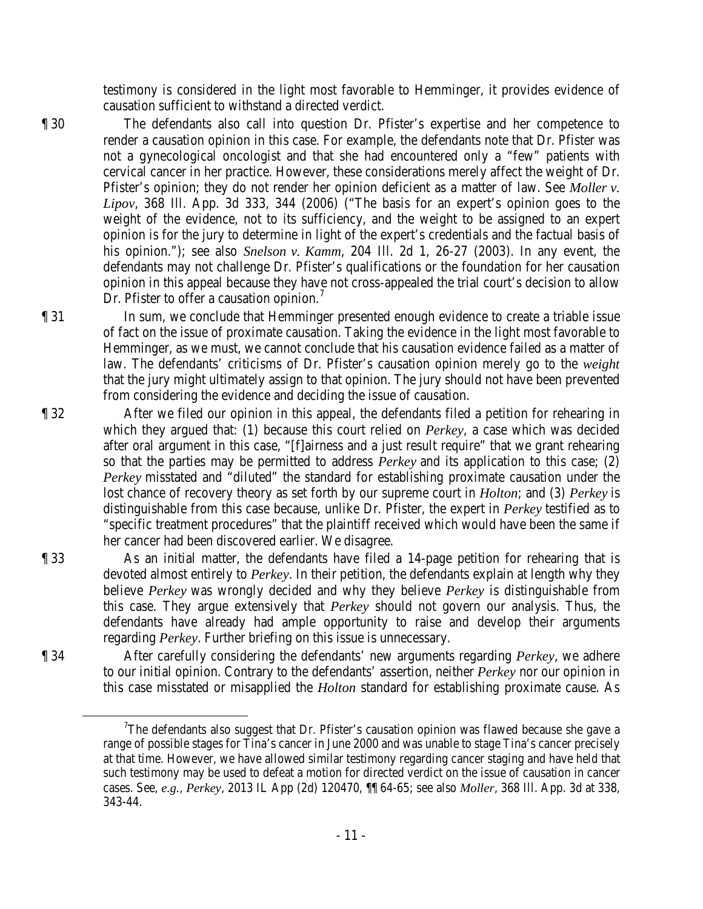testimony is considered in the light most favorable to Hemminger, it provides evidence of causation sufficient to withstand a directed verdict.

¶ 30 The defendants also call into question Dr. Pfister's expertise and her competence to render a causation opinion in this case. For example, the defendants note that Dr. Pfister was not a gynecological oncologist and that she had encountered only a "few" patients with cervical cancer in her practice. However, these considerations merely affect the weight of Dr. Pfister's opinion; they do not render her opinion deficient as a matter of law. See *Moller v. Lipov*, 368 Ill. App. 3d 333, 344 (2006) ("The basis for an expert's opinion goes to the weight of the evidence, not to its sufficiency, and the weight to be assigned to an expert opinion is for the jury to determine in light of the expert's credentials and the factual basis of his opinion."); see also *Snelson v. Kamm*, 204 Ill. 2d 1, 26-27 (2003). In any event, the defendants may not challenge Dr. Pfister's qualifications or the foundation for her causation opinion in this appeal because they have not cross-appealed the trial court's decision to allow Dr. Pfister to offer a causation opinion.[7]

¶ 31 In sum, we conclude that Hemminger presented enough evidence to create a triable issue of fact on the issue of proximate causation. Taking the evidence in the light most favorable to Hemminger, as we must, we cannot conclude that his causation evidence failed as a matter of law. The defendants' criticisms of Dr. Pfister's causation opinion merely go to the *weight* that the jury might ultimately assign to that opinion. The jury should not have been prevented from considering the evidence and deciding the issue of causation.

¶ 32 After we filed our opinion in this appeal, the defendants filed a petition for rehearing in which they argued that: (1) because this court relied on *Perkey*, a case which was decided after oral argument in this case, "[f]airness and a just result require" that we grant rehearing so that the parties may be permitted to address *Perkey* and its application to this case; (2) *Perkey* misstated and "diluted" the standard for establishing proximate causation under the lost chance of recovery theory as set forth by our supreme court in *Holton*; and (3) *Perkey* is distinguishable from this case because, unlike Dr. Pfister, the expert in *Perkey* testified as to "specific treatment procedures" that the plaintiff received which would have been the same if her cancer had been discovered earlier. We disagree.

¶ 33 As an initial matter, the defendants have filed a 14-page petition for rehearing that is devoted almost entirely to *Perkey*. In their petition, the defendants explain at length why they believe *Perkey* was wrongly decided and why they believe *Perkey* is distinguishable from this case. They argue extensively that *Perkey* should not govern our analysis. Thus, the defendants have already had ample opportunity to raise and develop their arguments regarding *Perkey*. Further briefing on this issue is unnecessary.

¶ 34 After carefully considering the defendants' new arguments regarding *Perkey*, we adhere to our initial opinion. Contrary to the defendants' assertion, neither *Perkey* nor our opinion in this case misstated or misapplied the *Holton* standard for establishing proximate cause. As

---

[7] The defendants also suggest that Dr. Pfister's causation opinion was flawed because she gave a range of possible stages for Tina's cancer in June 2000 and was unable to stage Tina's cancer precisely at that time. However, we have allowed similar testimony regarding cancer staging and have held that such testimony may be used to defeat a motion for directed verdict on the issue of causation in cancer cases. See, *e.g.*, *Perkey*, 2013 IL App (2d) 120470, ¶¶ 64-65; see also *Moller*, 368 Ill. App. 3d at 338, 343-44.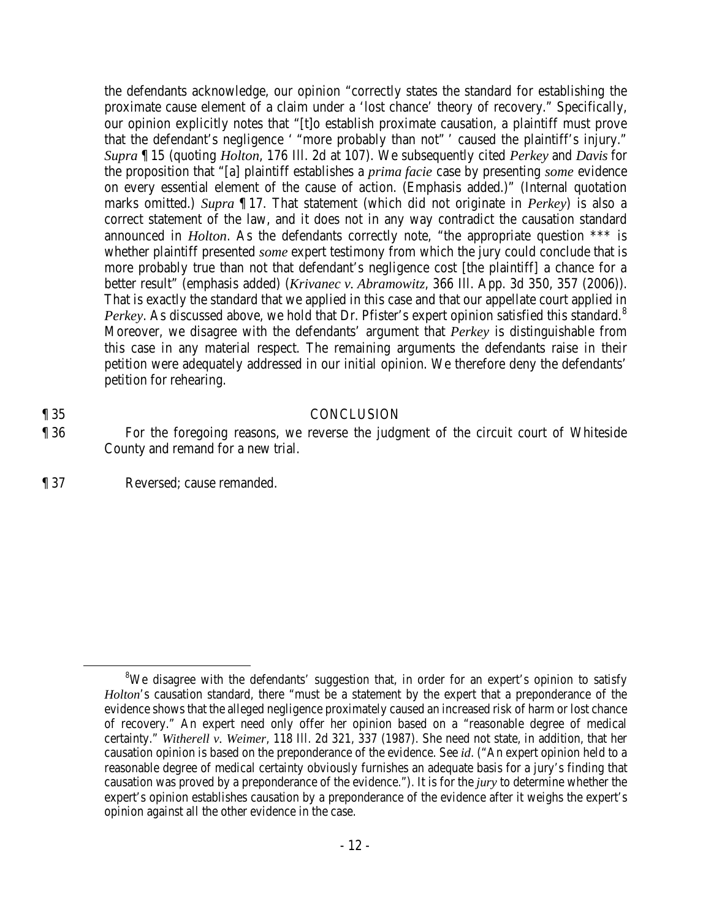the defendants acknowledge, our opinion "correctly states the standard for establishing the proximate cause element of a claim under a 'lost chance' theory of recovery." Specifically, our opinion explicitly notes that "[t]o establish proximate causation, a plaintiff must prove that the defendant's negligence ' "more probably than not" ' caused the plaintiff's injury." *Supra* ¶ 15 (quoting *Holton*, 176 Ill. 2d at 107). We subsequently cited *Perkey* and *Davis* for the proposition that "[a] plaintiff establishes a *prima facie* case by presenting *some* evidence on every essential element of the cause of action. (Emphasis added.)" (Internal quotation marks omitted.) *Supra* ¶ 17. That statement (which did not originate in *Perkey*) is also a correct statement of the law, and it does not in any way contradict the causation standard announced in *Holton*. As the defendants correctly note, "the appropriate question *** is whether plaintiff presented *some* expert testimony from which the jury could conclude that is more probably true than not that defendant's negligence cost [the plaintiff] a chance for a better result" (emphasis added) (*Krivanec v. Abramowitz*, 366 Ill. App. 3d 350, 357 (2006)). That is exactly the standard that we applied in this case and that our appellate court applied in *Perkey*. As discussed above, we hold that Dr. Pfister's expert opinion satisfied this standard.[8] Moreover, we disagree with the defendants' argument that *Perkey* is distinguishable from this case in any material respect. The remaining arguments the defendants raise in their petition were adequately addressed in our initial opinion. We therefore deny the defendants' petition for rehearing.

¶ 35 CONCLUSION

¶ 36 For the foregoing reasons, we reverse the judgment of the circuit court of Whiteside County and remand for a new trial.

¶ 37 Reversed; cause remanded.

---

[8] We disagree with the defendants' suggestion that, in order for an expert's opinion to satisfy *Holton*'s causation standard, there "must be a statement by the expert that a preponderance of the evidence shows that the alleged negligence proximately caused an increased risk of harm or lost chance of recovery." An expert need only offer her opinion based on a "reasonable degree of medical certainty." *Witherell v. Weimer*, 118 Ill. 2d 321, 337 (1987). She need not state, in addition, that her causation opinion is based on the preponderance of the evidence. See *id.* ("An expert opinion held to a reasonable degree of medical certainty obviously furnishes an adequate basis for a jury's finding that causation was proved by a preponderance of the evidence."). It is for the *jury* to determine whether the expert's opinion establishes causation by a preponderance of the evidence after it weighs the expert's opinion against all the other evidence in the case.